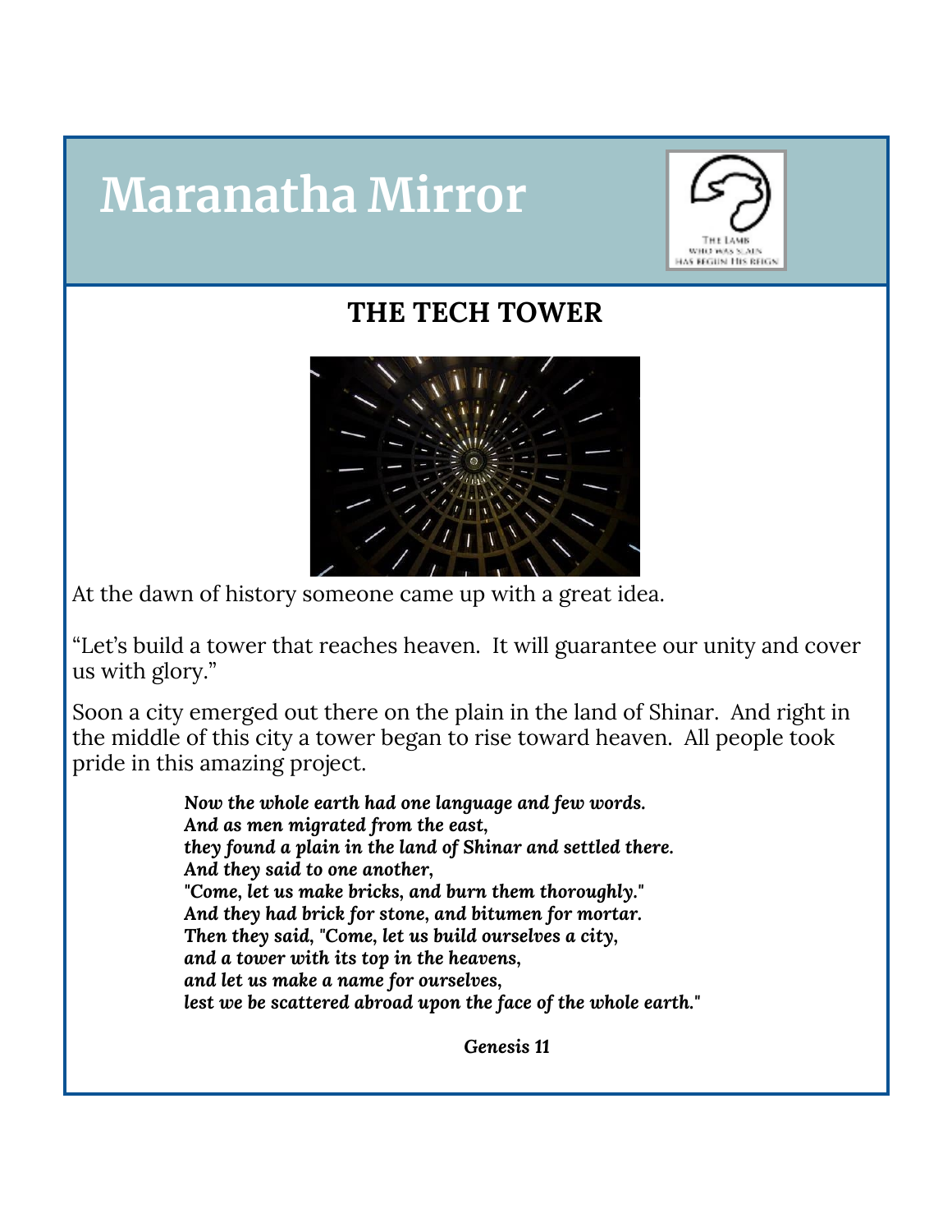# Maranatha Mirror

THE LAMB
WHO WAS SLAIN
HAS BEGUN HIS REIGN

## THE TECH TOWER

At the dawn of history someone came up with a great idea.

“Let’s build a tower that reaches heaven. It will guarantee our unity and cover us with glory.”

Soon a city emerged out there on the plain in the land of Shinar. And right in the middle of this city a tower began to rise toward heaven. All people took pride in this amazing project.

> ***Now the whole earth had one language and few words.***
> ***And as men migrated from the east,***
> ***they found a plain in the land of Shinar and settled there.***
> ***And they said to one another,***
> ***"Come, let us make bricks, and burn them thoroughly."***
> ***And they had brick for stone, and bitumen for mortar.***
> ***Then they said, "Come, let us build ourselves a city,***
> ***and a tower with its top in the heavens,***
> ***and let us make a name for ourselves,***
> ***lest we be scattered abroad upon the face of the whole earth."***
>
> ***Genesis 11***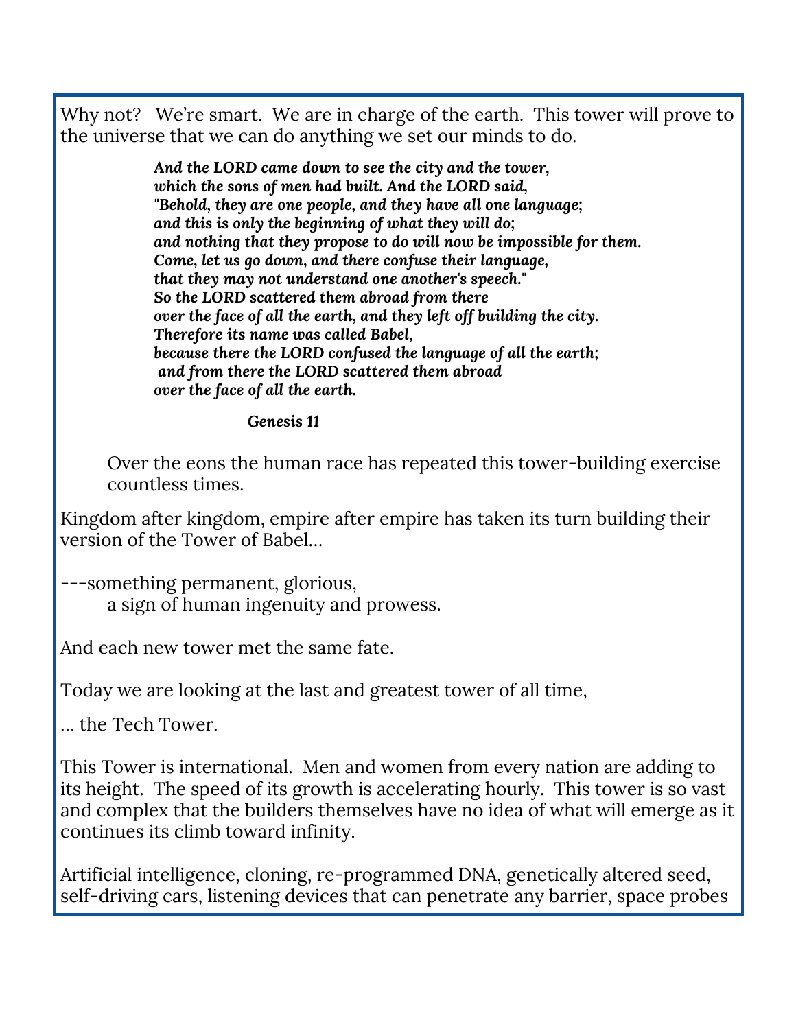Why not?  We're smart.  We are in charge of the earth.  This tower will prove to the universe that we can do anything we set our minds to do.

> ***And the LORD came down to see the city and the tower,***
> ***which the sons of men had built. And the LORD said,***
> ***"Behold, they are one people, and they have all one language;***
> ***and this is only the beginning of what they will do;***
> ***and nothing that they propose to do will now be impossible for them.***
> ***Come, let us go down, and there confuse their language,***
> ***that they may not understand one another's speech."***
> ***So the LORD scattered them abroad from there***
> ***over the face of all the earth, and they left off building the city.***
> ***Therefore its name was called Babel,***
> ***because there the LORD confused the language of all the earth;***
> ***and from there the LORD scattered them abroad***
> ***over the face of all the earth.***
>
> ***Genesis 11***

Over the eons the human race has repeated this tower-building exercise countless times.

Kingdom after kingdom, empire after empire has taken its turn building their version of the Tower of Babel…

---something permanent, glorious,
a sign of human ingenuity and prowess.

And each new tower met the same fate.

Today we are looking at the last and greatest tower of all time,

… the Tech Tower.

This Tower is international.  Men and women from every nation are adding to its height.  The speed of its growth is accelerating hourly.  This tower is so vast and complex that the builders themselves have no idea of what will emerge as it continues its climb toward infinity.

Artificial intelligence, cloning, re-programmed DNA, genetically altered seed, self-driving cars, listening devices that can penetrate any barrier, space probes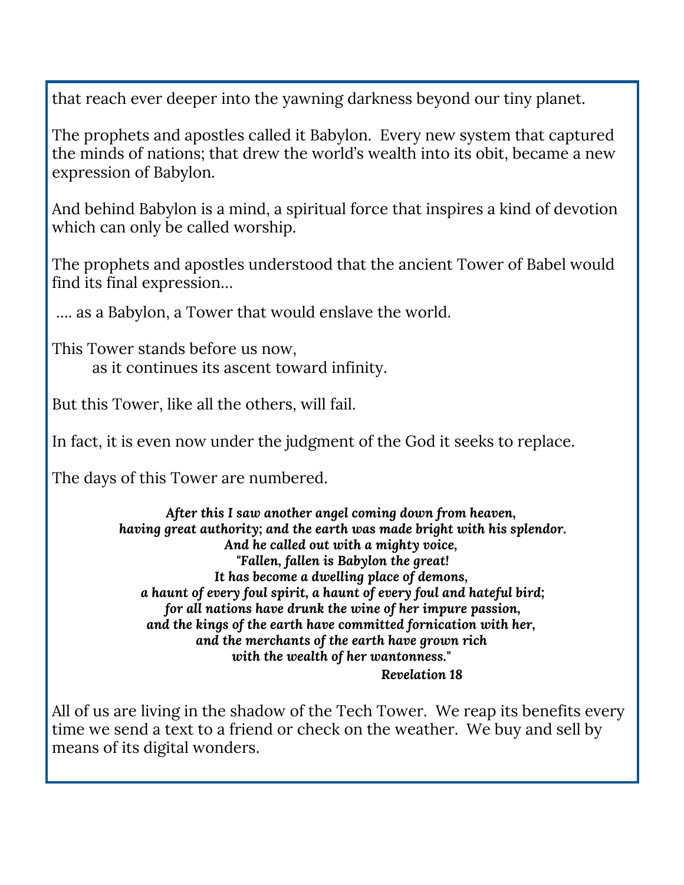that reach ever deeper into the yawning darkness beyond our tiny planet.

The prophets and apostles called it Babylon. Every new system that captured the minds of nations; that drew the world's wealth into its obit, became a new expression of Babylon.

And behind Babylon is a mind, a spiritual force that inspires a kind of devotion which can only be called worship.

The prophets and apostles understood that the ancient Tower of Babel would find its final expression…

…. as a Babylon, a Tower that would enslave the world.

This Tower stands before us now,
as it continues its ascent toward infinity.

But this Tower, like all the others, will fail.

In fact, it is even now under the judgment of the God it seeks to replace.

The days of this Tower are numbered.

***After this I saw another angel coming down from heaven,***
***having great authority; and the earth was made bright with his splendor.***
***And he called out with a mighty voice,***
***"Fallen, fallen is Babylon the great!***
***It has become a dwelling place of demons,***
***a haunt of every foul spirit, a haunt of every foul and hateful bird;***
***for all nations have drunk the wine of her impure passion,***
***and the kings of the earth have committed fornication with her,***
***and the merchants of the earth have grown rich***
***with the wealth of her wantonness."***
***Revelation 18***

All of us are living in the shadow of the Tech Tower. We reap its benefits every time we send a text to a friend or check on the weather. We buy and sell by means of its digital wonders.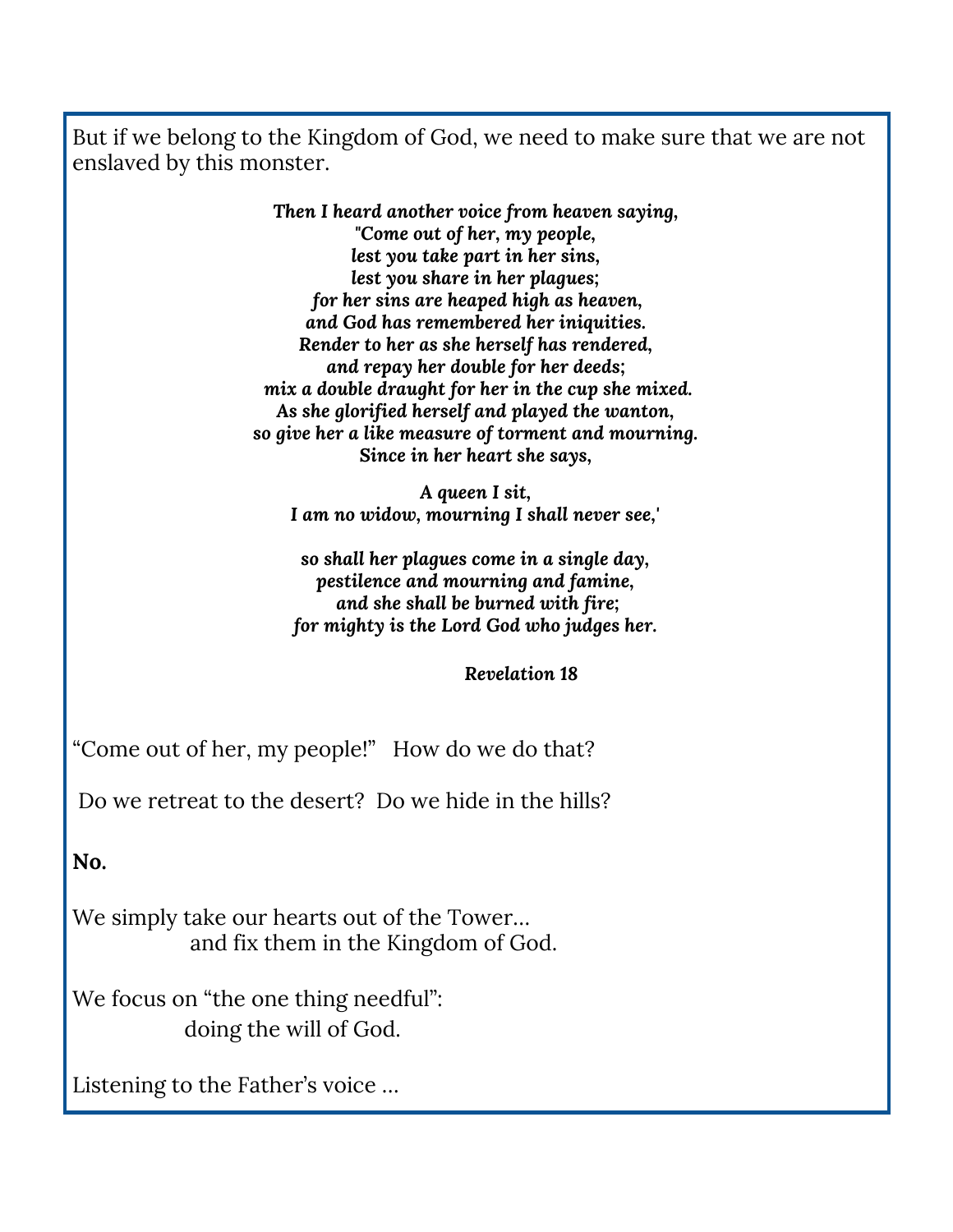But if we belong to the Kingdom of God, we need to make sure that we are not enslaved by this monster.

***Then I heard another voice from heaven saying,***
***"Come out of her, my people,***
***lest you take part in her sins,***
***lest you share in her plagues;***
***for her sins are heaped high as heaven,***
***and God has remembered her iniquities.***
***Render to her as she herself has rendered,***
***and repay her double for her deeds;***
***mix a double draught for her in the cup she mixed.***
***As she glorified herself and played the wanton,***
***so give her a like measure of torment and mourning.***
***Since in her heart she says,***

***A queen I sit,***
***I am no widow, mourning I shall never see,'***

***so shall her plagues come in a single day,***
***pestilence and mourning and famine,***
***and she shall be burned with fire;***
***for mighty is the Lord God who judges her.***

***Revelation 18***

"Come out of her, my people!" How do we do that?

Do we retreat to the desert? Do we hide in the hills?

**No.**

We simply take our hearts out of the Tower...
and fix them in the Kingdom of God.

We focus on "the one thing needful":
doing the will of God.

Listening to the Father's voice ...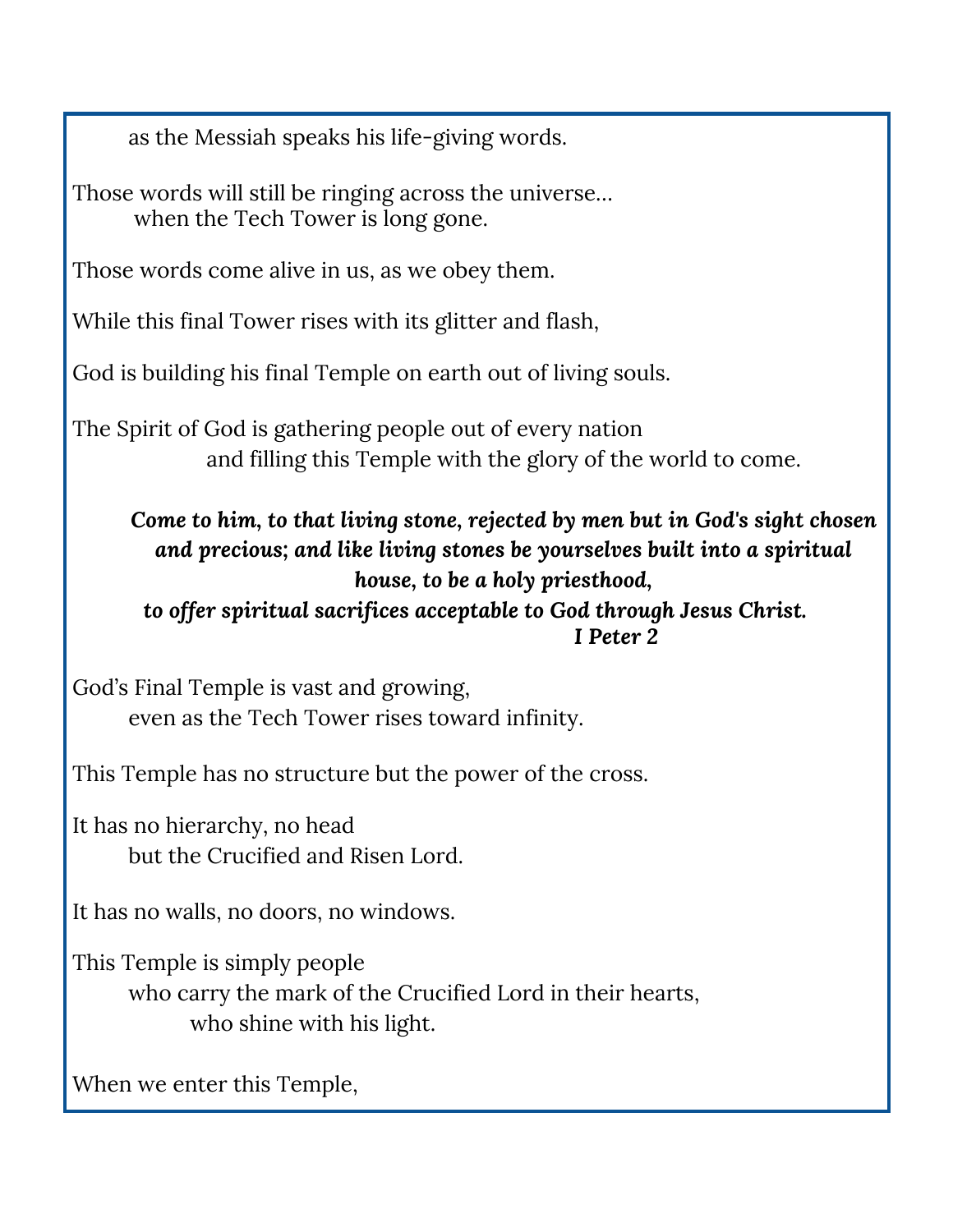as the Messiah speaks his life-giving words.

Those words will still be ringing across the universe…
when the Tech Tower is long gone.

Those words come alive in us, as we obey them.

While this final Tower rises with its glitter and flash,

God is building his final Temple on earth out of living souls.

The Spirit of God is gathering people out of every nation
and filling this Temple with the glory of the world to come.

***Come to him, to that living stone, rejected by men but in God's sight chosen and precious; and like living stones be yourselves built into a spiritual house, to be a holy priesthood,***
***to offer spiritual sacrifices acceptable to God through Jesus Christ.***
***I Peter 2***

God's Final Temple is vast and growing,
even as the Tech Tower rises toward infinity.

This Temple has no structure but the power of the cross.

It has no hierarchy, no head
but the Crucified and Risen Lord.

It has no walls, no doors, no windows.

This Temple is simply people
who carry the mark of the Crucified Lord in their hearts,
who shine with his light.

When we enter this Temple,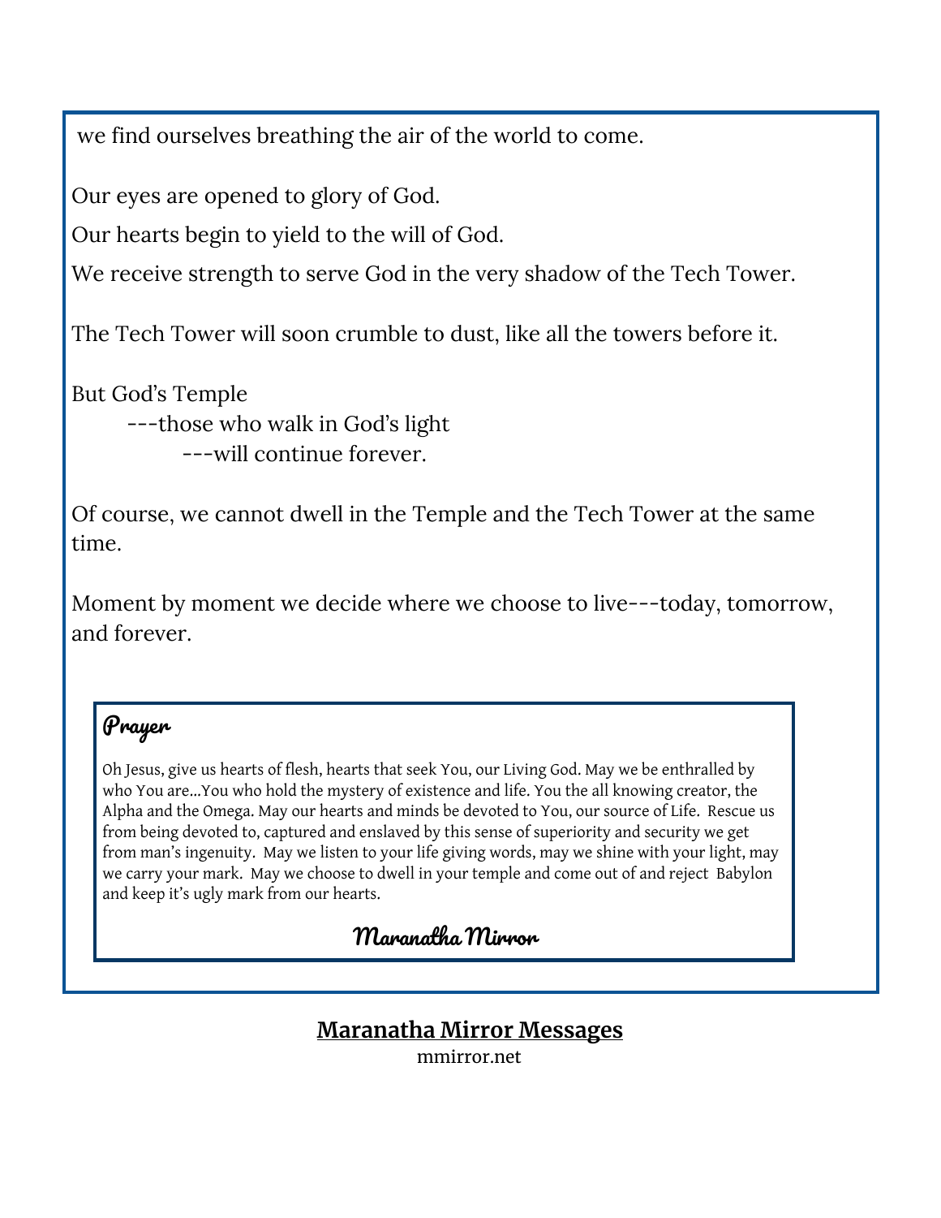we find ourselves breathing the air of the world to come.

Our eyes are opened to glory of God.

Our hearts begin to yield to the will of God.

We receive strength to serve God in the very shadow of the Tech Tower.

The Tech Tower will soon crumble to dust, like all the towers before it.

But God's Temple
---those who walk in God's light
---will continue forever.

Of course, we cannot dwell in the Temple and the Tech Tower at the same time.

Moment by moment we decide where we choose to live---today, tomorrow, and forever.

### Prayer

Oh Jesus, give us hearts of flesh, hearts that seek You, our Living God. May we be enthralled by who You are...You who hold the mystery of existence and life. You the all knowing creator, the Alpha and the Omega. May our hearts and minds be devoted to You, our source of Life. Rescue us from being devoted to, captured and enslaved by this sense of superiority and security we get from man's ingenuity. May we listen to your life giving words, may we shine with your light, may we carry your mark. May we choose to dwell in your temple and come out of and reject Babylon and keep it's ugly mark from our hearts.

**Maranatha Mirror**

**Maranatha Mirror Messages**

mmirror.net